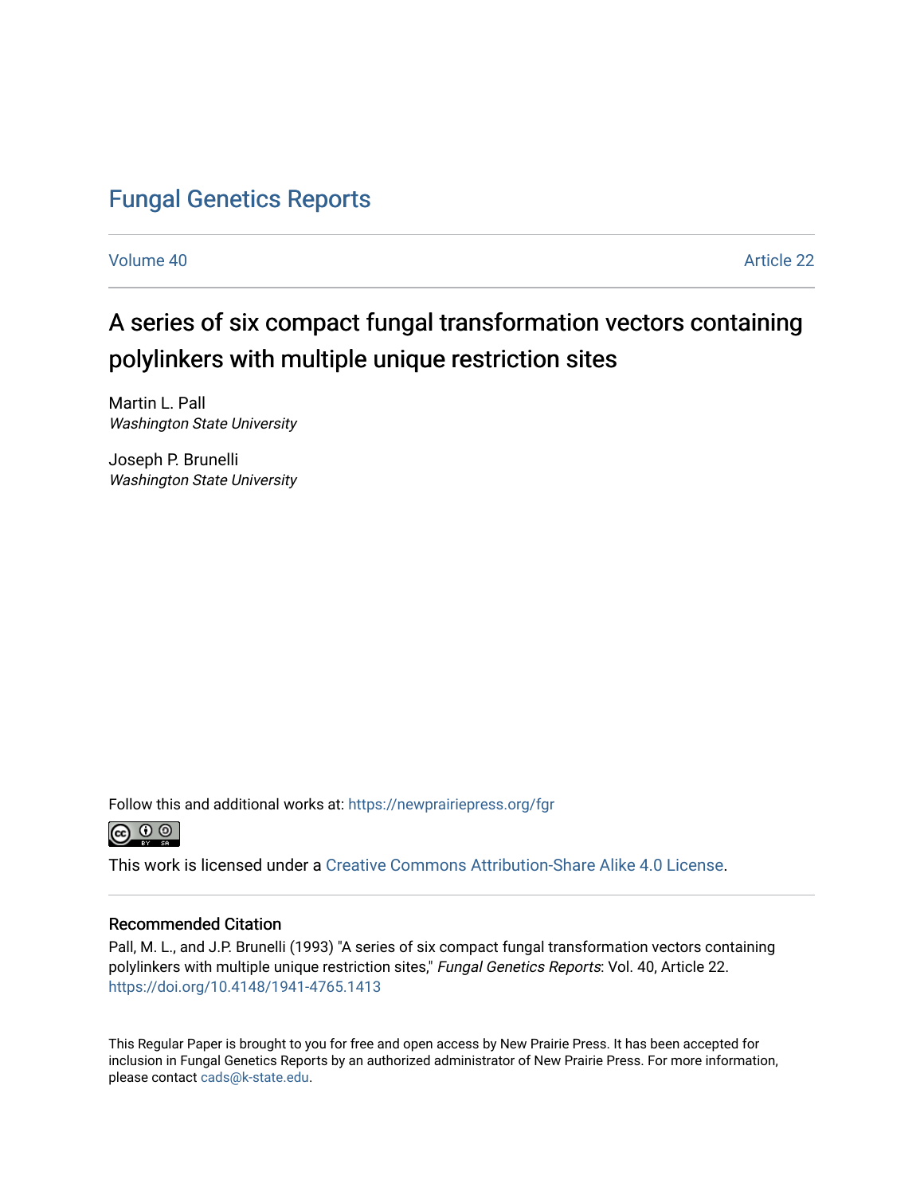# Fungal Genetics Reports

Volume 40 Article 22

## A series of six compact fungal transformation vectors containing polylinkers with multiple unique restriction sites

Martin L. Pall
*Washington State University*

Joseph P. Brunelli
*Washington State University*

Follow this and additional works at: https://newprairiepress.org/fgr

This work is licensed under a Creative Commons Attribution-Share Alike 4.0 License.

### Recommended Citation

Pall, M. L., and J.P. Brunelli (1993) "A series of six compact fungal transformation vectors containing polylinkers with multiple unique restriction sites," *Fungal Genetics Reports*: Vol. 40, Article 22. https://doi.org/10.4148/1941-4765.1413

This Regular Paper is brought to you for free and open access by New Prairie Press. It has been accepted for inclusion in Fungal Genetics Reports by an authorized administrator of New Prairie Press. For more information, please contact cads@k-state.edu.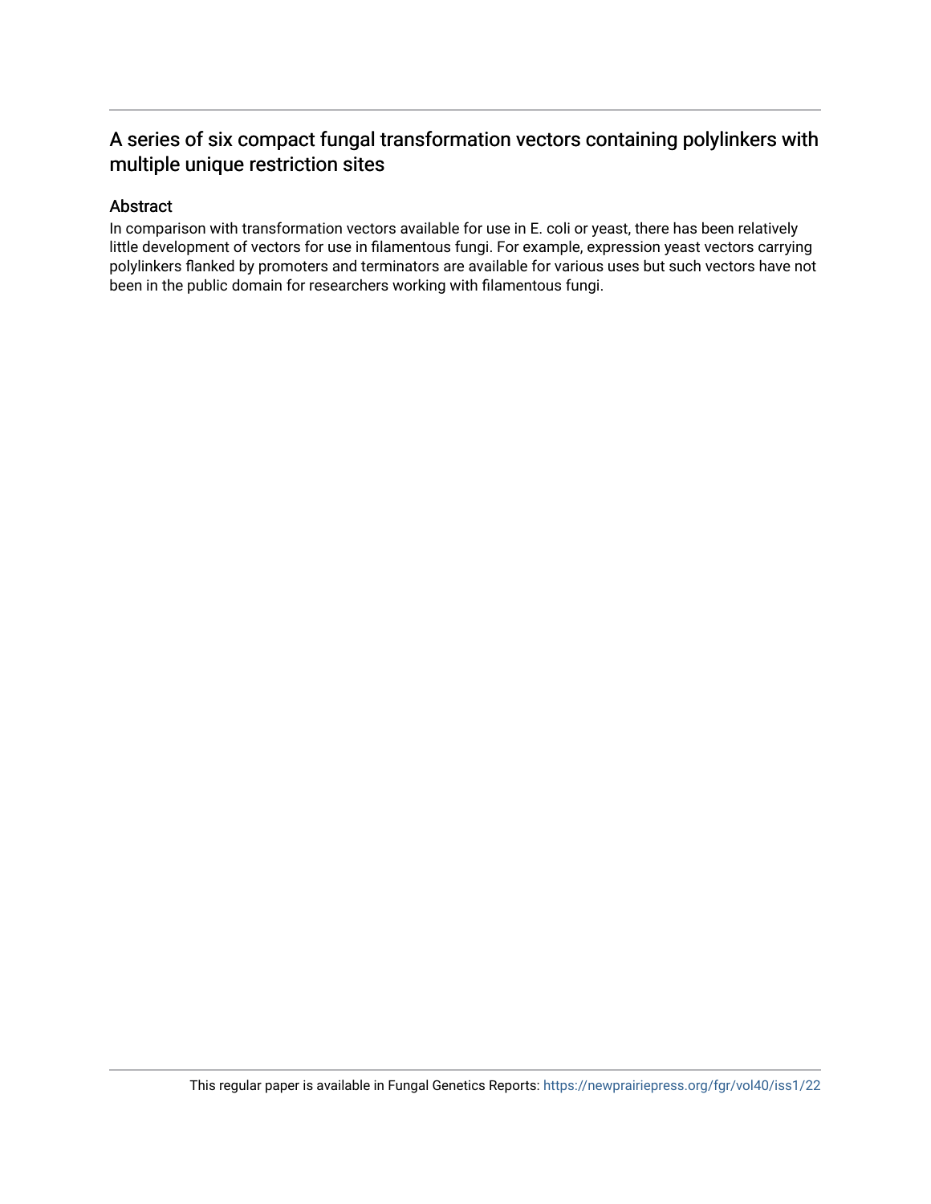## A series of six compact fungal transformation vectors containing polylinkers with multiple unique restriction sites

### Abstract

In comparison with transformation vectors available for use in E. coli or yeast, there has been relatively little development of vectors for use in filamentous fungi. For example, expression yeast vectors carrying polylinkers flanked by promoters and terminators are available for various uses but such vectors have not been in the public domain for researchers working with filamentous fungi.

This regular paper is available in Fungal Genetics Reports: https://newprairiepress.org/fgr/vol40/iss1/22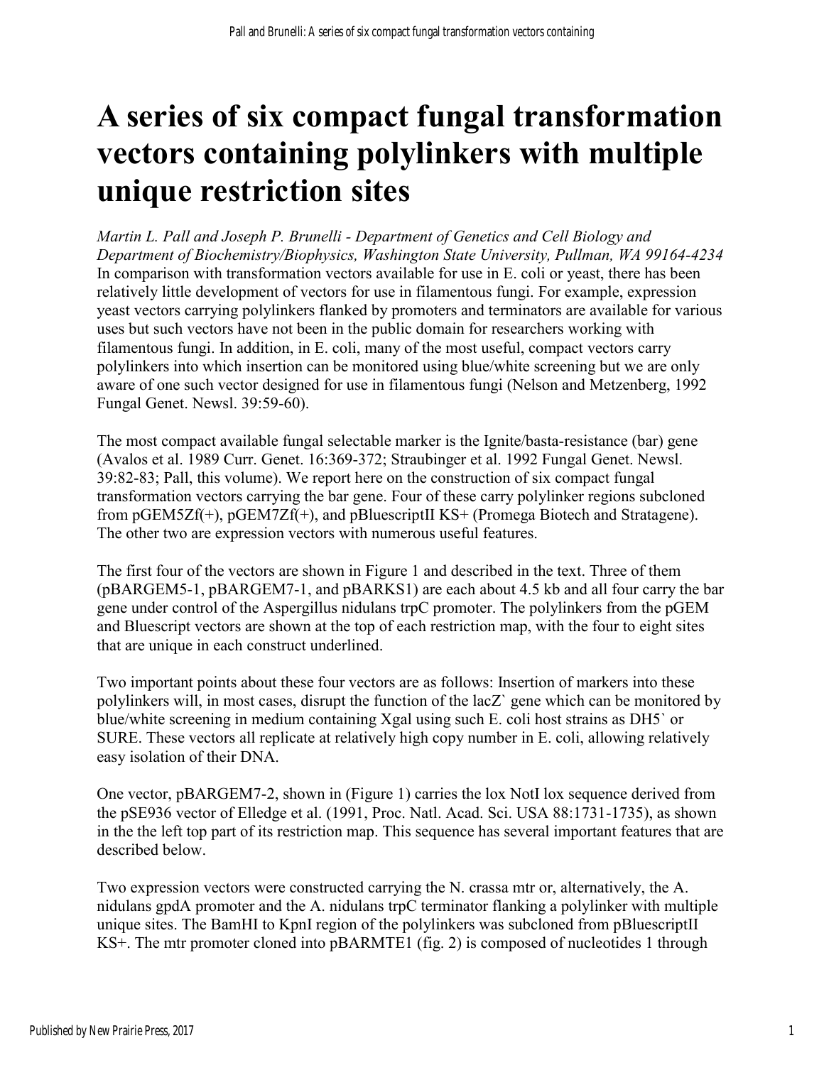# A series of six compact fungal transformation vectors containing polylinkers with multiple unique restriction sites

*Martin L. Pall and Joseph P. Brunelli - Department of Genetics and Cell Biology and Department of Biochemistry/Biophysics, Washington State University, Pullman, WA 99164-4234*
In comparison with transformation vectors available for use in E. coli or yeast, there has been relatively little development of vectors for use in filamentous fungi. For example, expression yeast vectors carrying polylinkers flanked by promoters and terminators are available for various uses but such vectors have not been in the public domain for researchers working with filamentous fungi. In addition, in E. coli, many of the most useful, compact vectors carry polylinkers into which insertion can be monitored using blue/white screening but we are only aware of one such vector designed for use in filamentous fungi (Nelson and Metzenberg, 1992 Fungal Genet. Newsl. 39:59-60).

The most compact available fungal selectable marker is the Ignite/basta-resistance (bar) gene (Avalos et al. 1989 Curr. Genet. 16:369-372; Straubinger et al. 1992 Fungal Genet. Newsl. 39:82-83; Pall, this volume). We report here on the construction of six compact fungal transformation vectors carrying the bar gene. Four of these carry polylinker regions subcloned from pGEM5Zf(+), pGEM7Zf(+), and pBluescriptII KS+ (Promega Biotech and Stratagene). The other two are expression vectors with numerous useful features.

The first four of the vectors are shown in Figure 1 and described in the text. Three of them (pBARGEM5-1, pBARGEM7-1, and pBARKS1) are each about 4.5 kb and all four carry the bar gene under control of the Aspergillus nidulans trpC promoter. The polylinkers from the pGEM and Bluescript vectors are shown at the top of each restriction map, with the four to eight sites that are unique in each construct underlined.

Two important points about these four vectors are as follows: Insertion of markers into these polylinkers will, in most cases, disrupt the function of the lacZ` gene which can be monitored by blue/white screening in medium containing Xgal using such E. coli host strains as DH5` or SURE. These vectors all replicate at relatively high copy number in E. coli, allowing relatively easy isolation of their DNA.

One vector, pBARGEM7-2, shown in (Figure 1) carries the lox NotI lox sequence derived from the pSE936 vector of Elledge et al. (1991, Proc. Natl. Acad. Sci. USA 88:1731-1735), as shown in the the left top part of its restriction map. This sequence has several important features that are described below.

Two expression vectors were constructed carrying the N. crassa mtr or, alternatively, the A. nidulans gpdA promoter and the A. nidulans trpC terminator flanking a polylinker with multiple unique sites. The BamHI to KpnI region of the polylinkers was subcloned from pBluescriptII KS+. The mtr promoter cloned into pBARMTE1 (fig. 2) is composed of nucleotides 1 through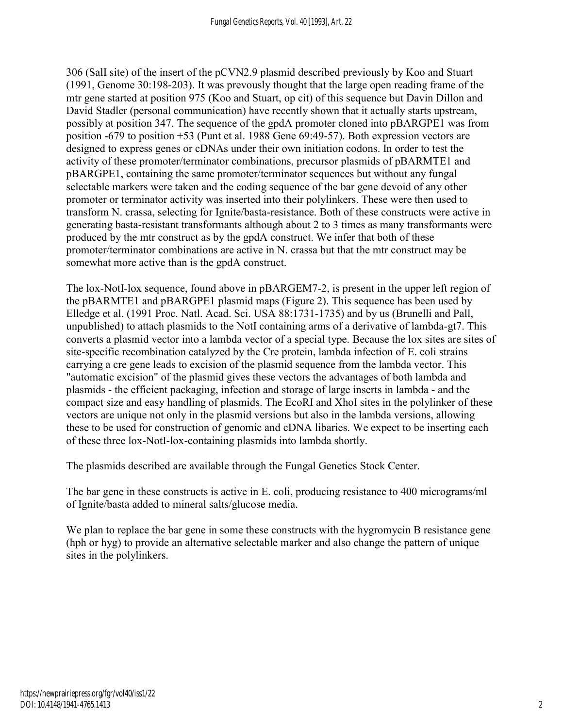306 (SalI site) of the insert of the pCVN2.9 plasmid described previously by Koo and Stuart (1991, Genome 30:198-203). It was prevously thought that the large open reading frame of the mtr gene started at position 975 (Koo and Stuart, op cit) of this sequence but Davin Dillon and David Stadler (personal communication) have recently shown that it actually starts upstream, possibly at position 347. The sequence of the gpdA promoter cloned into pBARGPE1 was from position -679 to position +53 (Punt et al. 1988 Gene 69:49-57). Both expression vectors are designed to express genes or cDNAs under their own initiation codons. In order to test the activity of these promoter/terminator combinations, precursor plasmids of pBARMTE1 and pBARGPE1, containing the same promoter/terminator sequences but without any fungal selectable markers were taken and the coding sequence of the bar gene devoid of any other promoter or terminator activity was inserted into their polylinkers. These were then used to transform N. crassa, selecting for Ignite/basta-resistance. Both of these constructs were active in generating basta-resistant transformants although about 2 to 3 times as many transformants were produced by the mtr construct as by the gpdA construct. We infer that both of these promoter/terminator combinations are active in N. crassa but that the mtr construct may be somewhat more active than is the gpdA construct.

The lox-NotI-lox sequence, found above in pBARGEM7-2, is present in the upper left region of the pBARMTE1 and pBARGPE1 plasmid maps (Figure 2). This sequence has been used by Elledge et al. (1991 Proc. Natl. Acad. Sci. USA 88:1731-1735) and by us (Brunelli and Pall, unpublished) to attach plasmids to the NotI containing arms of a derivative of lambda-gt7. This converts a plasmid vector into a lambda vector of a special type. Because the lox sites are sites of site-specific recombination catalyzed by the Cre protein, lambda infection of E. coli strains carrying a cre gene leads to excision of the plasmid sequence from the lambda vector. This "automatic excision" of the plasmid gives these vectors the advantages of both lambda and plasmids - the efficient packaging, infection and storage of large inserts in lambda - and the compact size and easy handling of plasmids. The EcoRI and XhoI sites in the polylinker of these vectors are unique not only in the plasmid versions but also in the lambda versions, allowing these to be used for construction of genomic and cDNA libaries. We expect to be inserting each of these three lox-NotI-lox-containing plasmids into lambda shortly.

The plasmids described are available through the Fungal Genetics Stock Center.

The bar gene in these constructs is active in E. coli, producing resistance to 400 micrograms/ml of Ignite/basta added to mineral salts/glucose media.

We plan to replace the bar gene in some these constructs with the hygromycin B resistance gene (hph or hyg) to provide an alternative selectable marker and also change the pattern of unique sites in the polylinkers.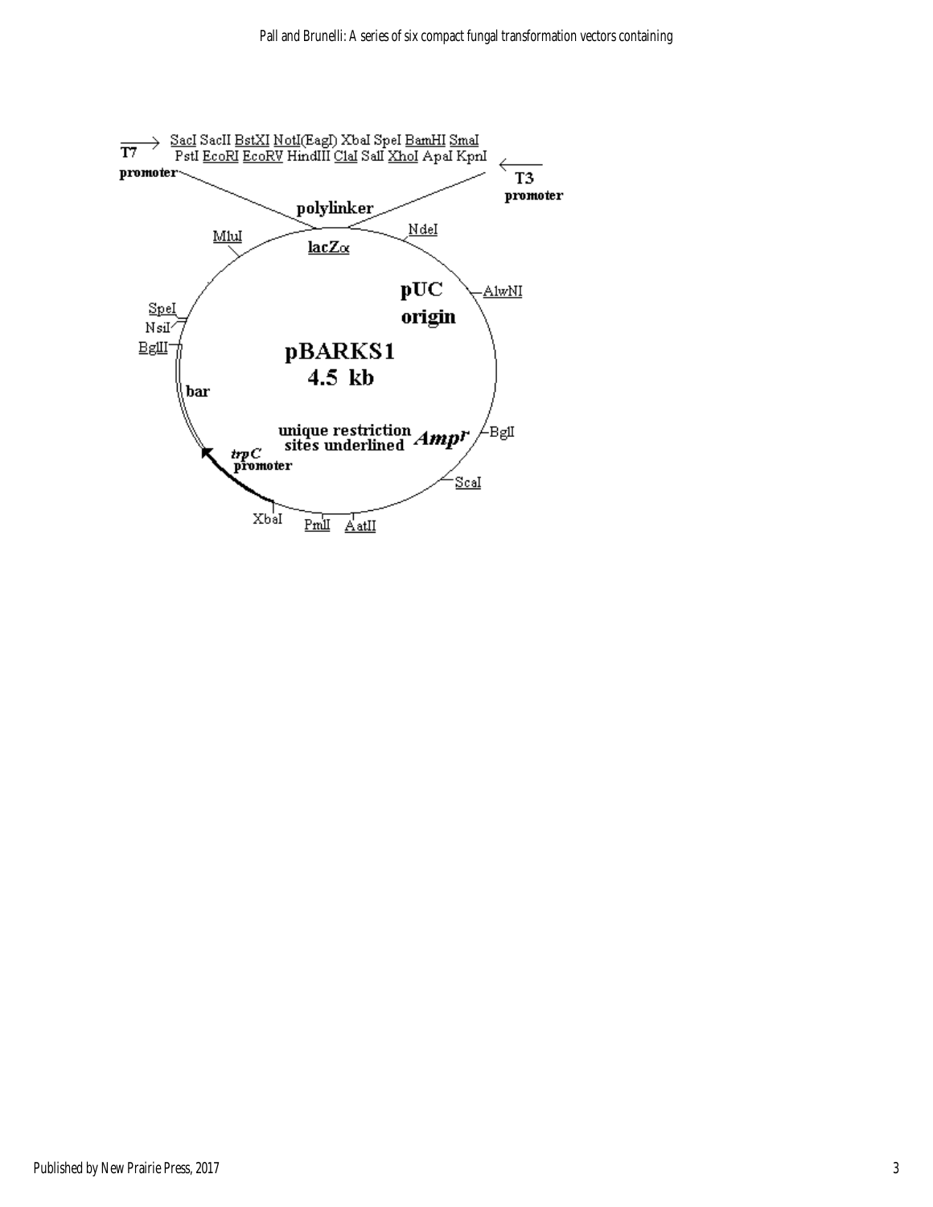T7 promoter

SacI SacII BstXI NotI(EagI) XbaI SpeI BamHI SmaI

PstI EcoRI EcoRV HindIII ClaI SalI XhoI ApaI KpnI

T3 promoter

polylinker

lacZα

MluI

NdeI

pUC origin

AlwNI

SpeI

NsiI

BglII

pBARKS1
4.5 kb

bar

unique restriction sites underlined

Ampr

BglI

trpC promoter

ScaI

XbaI

PmlI

AatII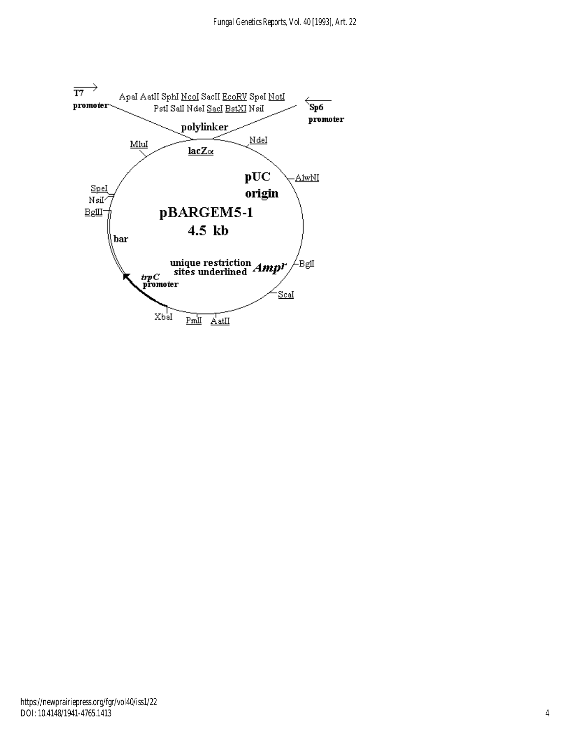T7 promoter

ApaI AatII SphI NcoI SacII EcoRV SpeI NotI

PstI SalI NdeI SacI BstXI NsiI

Sp6 promoter

polylinker

lacZα

MluI

NdeI

pUC origin

AlwNI

SpeI

NsiI

BglII

pBARGEM5-1

4.5 kb

bar

unique restriction sites underlined

$Amp^r$

BglI

*trpC* promoter

ScaI

XbaI

PmlI

AatII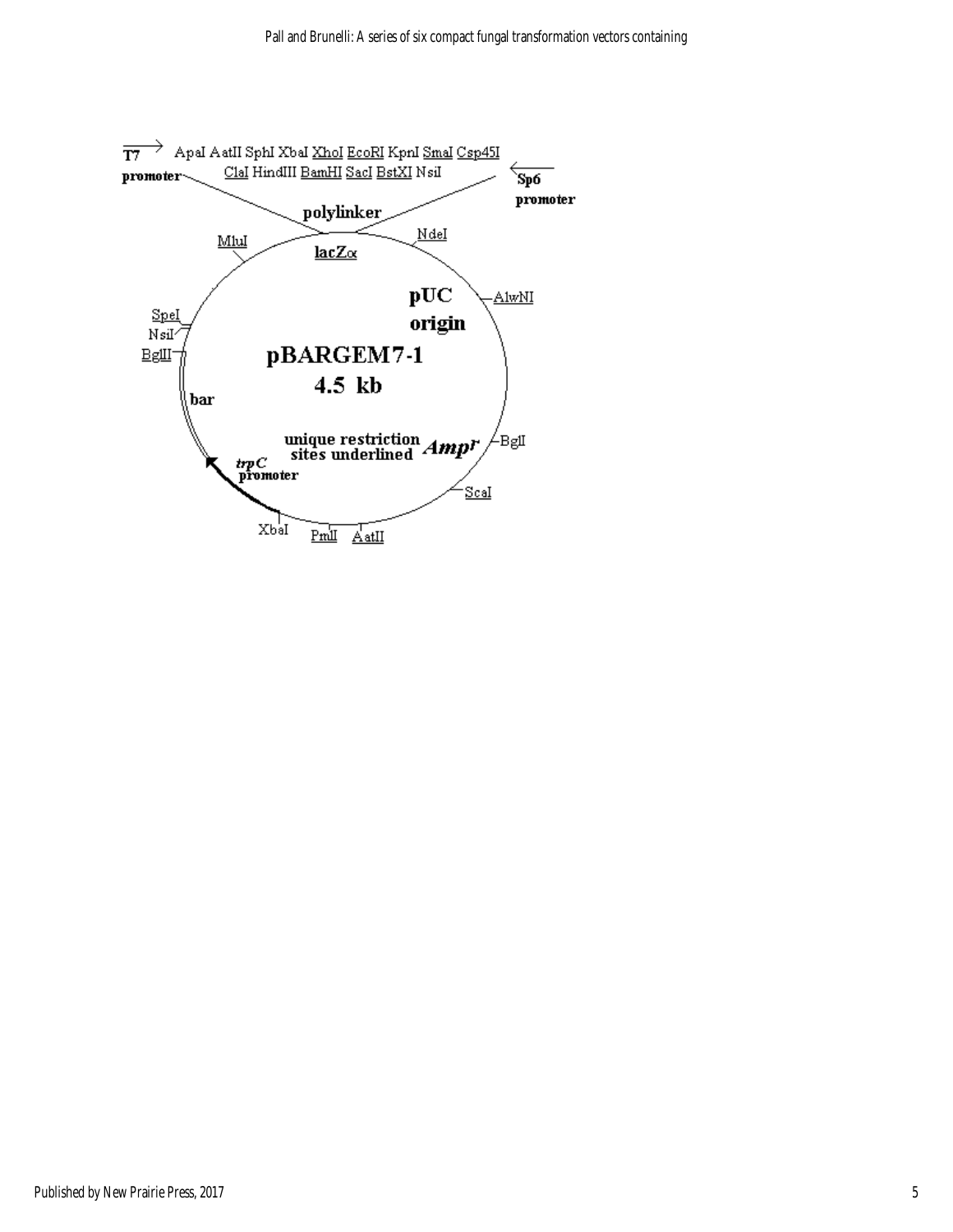T7 promoter

ApaI AatII SphI XbaI XhoI EcoRI KpnI SmaI Csp45I

ClaI HindIII BamHI SacI BstXI NsiI

Sp6 promoter

polylinker

MluI

lacZα

NdeI

pUC origin

AlwNI

SpeI

NsiI

BglII

pBARGEM7-1

4.5 kb

bar

unique restriction sites underlined

Ampr

BglI

trpC promoter

ScaI

XbaI

PmlI

AatII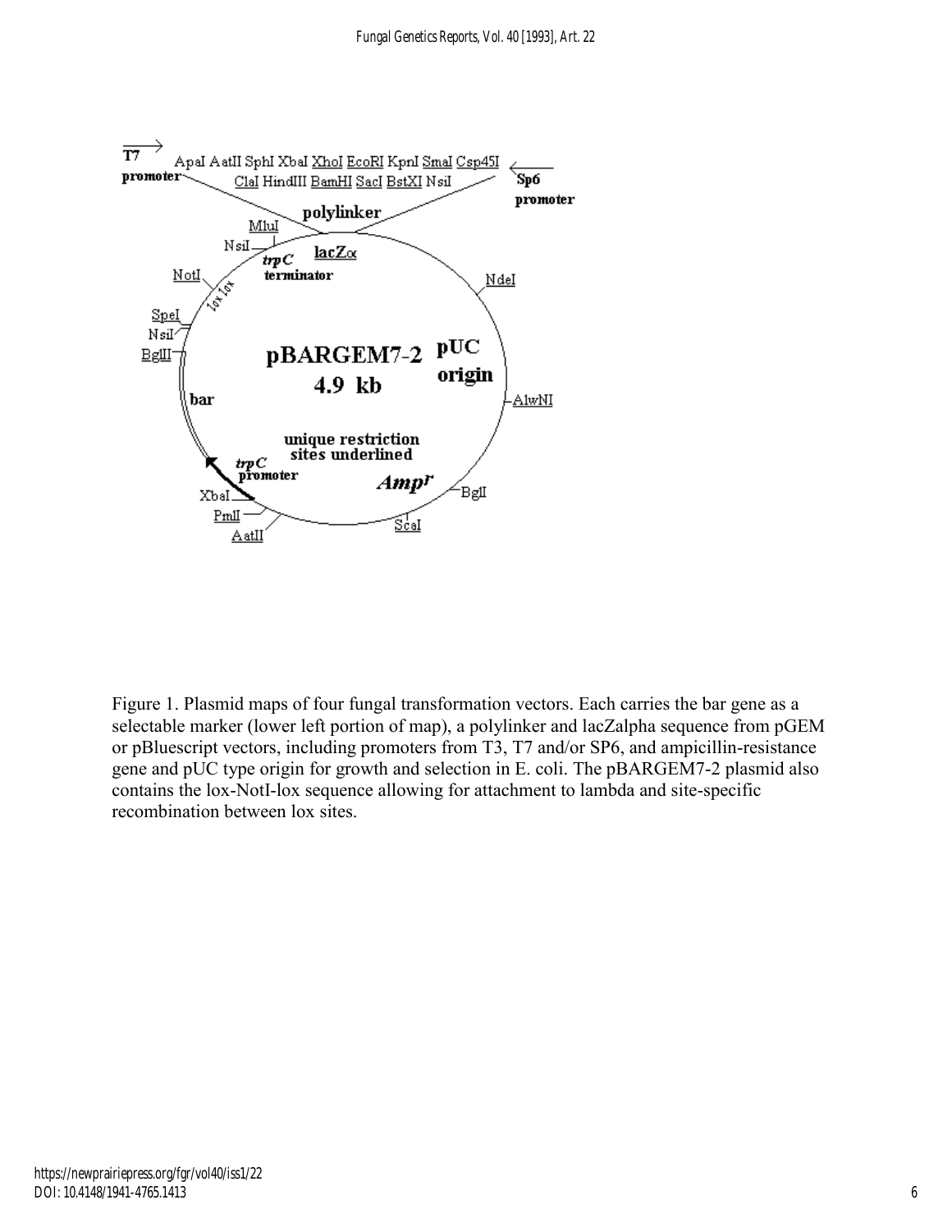T7 promoter

ApaI AatII SphI XbaI XhoI EcoRI KpnI SmaI Csp45I

ClaI HindIII BamHI SacI BstXI NsiI

Sp6 promoter

polylinker

MluI

NsiI

trpC terminator

lacZα

NotI

lox lox

NdeI

SpeI

NsiI

BglII

pBARGEM7-2

4.9 kb

pUC origin

bar

AlwNI

unique restriction sites underlined

trpC promoter

Amp[r]

BglI

XbaI

PmlI

AatII

ScaI

Figure 1. Plasmid maps of four fungal transformation vectors. Each carries the bar gene as a selectable marker (lower left portion of map), a polylinker and lacZalpha sequence from pGEM or pBluescript vectors, including promoters from T3, T7 and/or SP6, and ampicillin-resistance gene and pUC type origin for growth and selection in E. coli. The pBARGEM7-2 plasmid also contains the lox-NotI-lox sequence allowing for attachment to lambda and site-specific recombination between lox sites.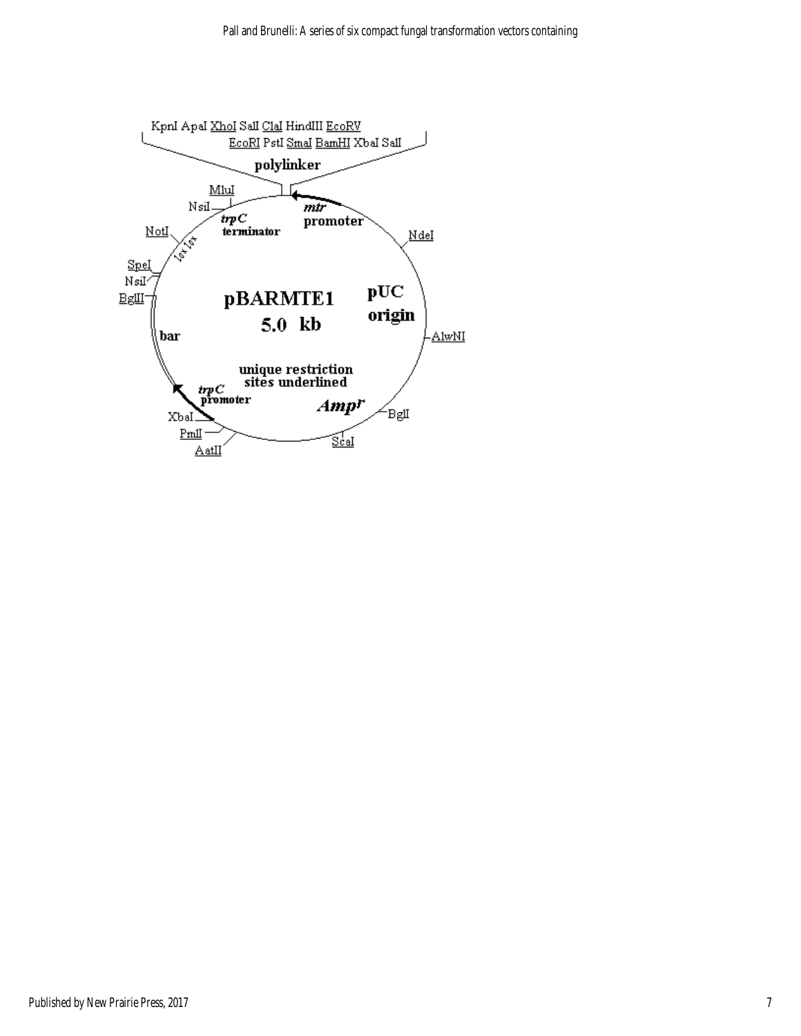KpnI ApaI XhoI SalI ClaI HindIII EcoRV

EcoRI PstI SmaI BamHI XbaI SalI

polylinker

MluI

NsiI

*trpC* terminator

*mtr* promoter

NdeI

NotI

lox lox

SpeI

NsiI

BglII

pBARMTE1

5.0 kb

pUC origin

AlwNI

bar

unique restriction sites underlined

*trpC* promoter

*Amp^r*

BglI

XbaI

PmlI

AatII

ScaI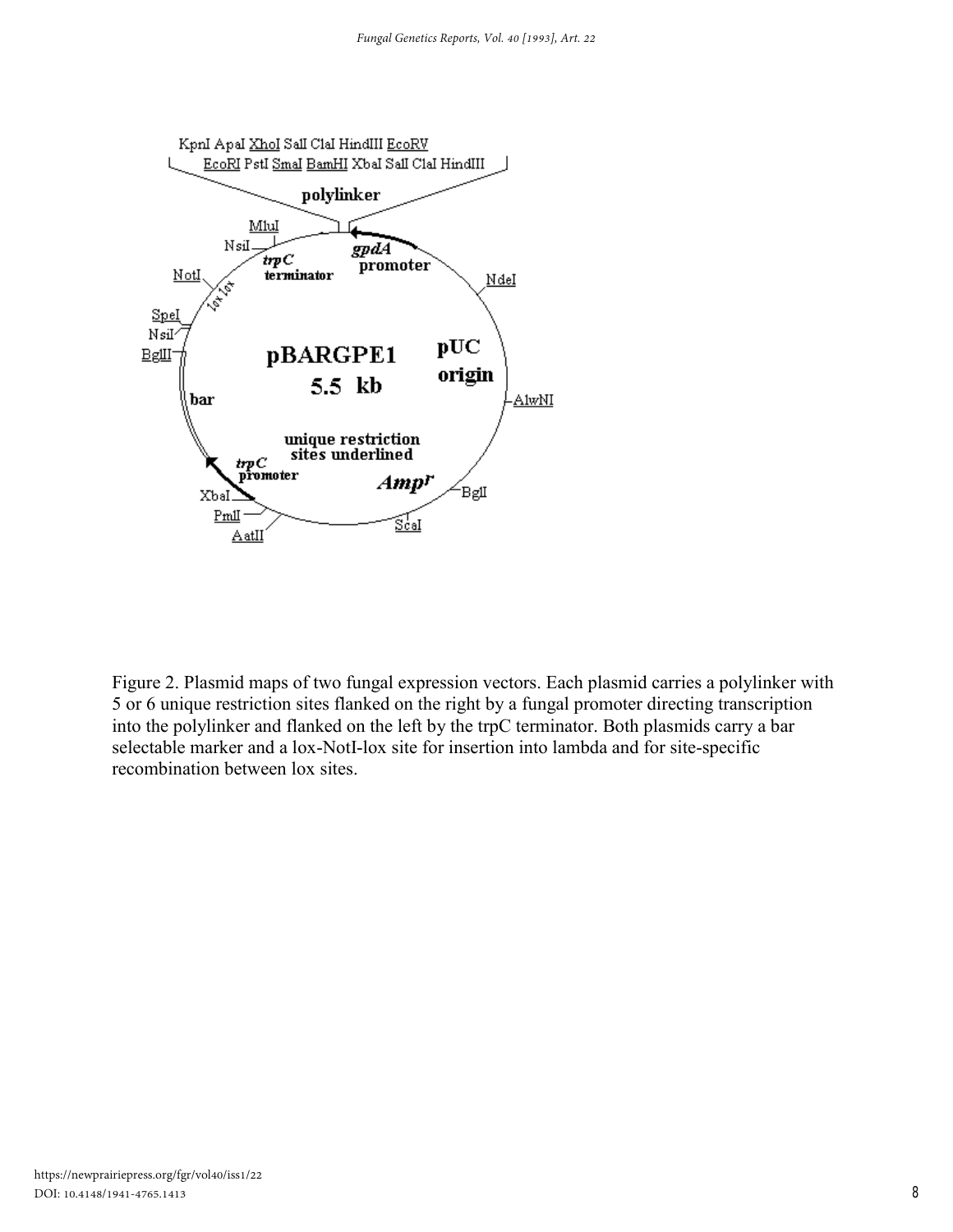KpnI ApaI XhoI SalI ClaI HindIII EcoRV

EcoRI PstI SmaI BamHI XbaI SalI ClaI HindIII

polylinker

MluI

NsiI

*trpC* terminator

*gpdA* promoter

NotI

lox lox

NdeI

SpeI

NsiI

BglII

pBARGPE1

5.5 kb

pUC origin

bar

AlwNI

unique restriction sites underlined

*trpC* promoter

*Amp*[r]

BglI

XbaI

PmlI

AatII

ScaI

Figure 2. Plasmid maps of two fungal expression vectors. Each plasmid carries a polylinker with 5 or 6 unique restriction sites flanked on the right by a fungal promoter directing transcription into the polylinker and flanked on the left by the trpC terminator. Both plasmids carry a bar selectable marker and a lox-NotI-lox site for insertion into lambda and for site-specific recombination between lox sites.